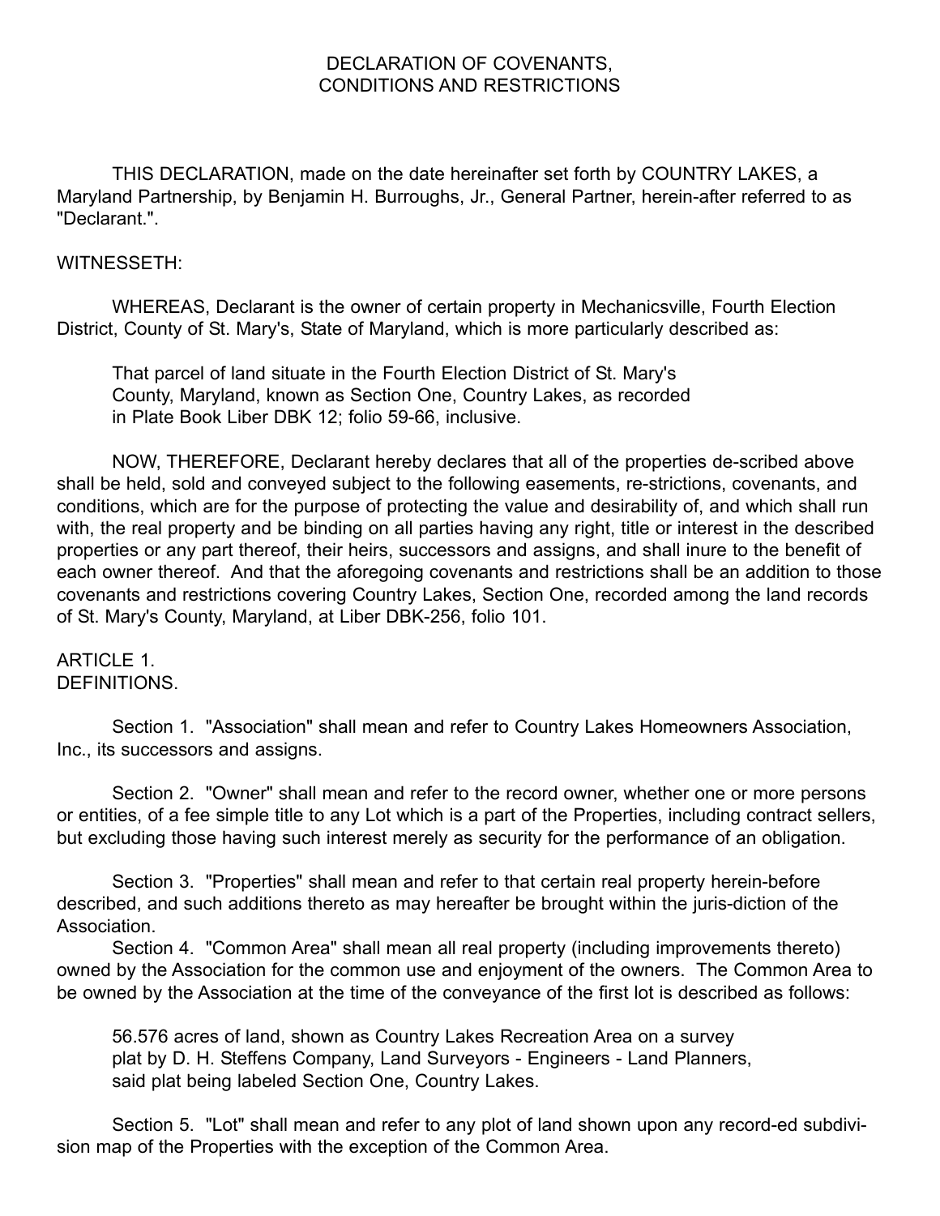# DECLARATION OF COVENANTS, CONDITIONS AND RESTRICTIONS

THIS DECLARATION, made on the date hereinafter set forth by COUNTRY LAKES, a Maryland Partnership, by Benjamin H. Burroughs, Jr., General Partner, herein-after referred to as "Declarant.".

WITNESSETH:

WHEREAS, Declarant is the owner of certain property in Mechanicsville, Fourth Election District, County of St. Mary's, State of Maryland, which is more particularly described as:

> That parcel of land situate in the Fourth Election District of St. Mary's County, Maryland, known as Section One, Country Lakes, as recorded in Plate Book Liber DBK 12; folio 59-66, inclusive.

NOW, THEREFORE, Declarant hereby declares that all of the properties de-scribed above shall be held, sold and conveyed subject to the following easements, re-strictions, covenants, and conditions, which are for the purpose of protecting the value and desirability of, and which shall run with, the real property and be binding on all parties having any right, title or interest in the described properties or any part thereof, their heirs, successors and assigns, and shall inure to the benefit of each owner thereof. And that the aforegoing covenants and restrictions shall be an addition to those covenants and restrictions covering Country Lakes, Section One, recorded among the land records of St. Mary's County, Maryland, at Liber DBK-256, folio 101.

## ARTICLE 1.
## DEFINITIONS.

Section 1. "Association" shall mean and refer to Country Lakes Homeowners Association, Inc., its successors and assigns.

Section 2. "Owner" shall mean and refer to the record owner, whether one or more persons or entities, of a fee simple title to any Lot which is a part of the Properties, including contract sellers, but excluding those having such interest merely as security for the performance of an obligation.

Section 3. "Properties" shall mean and refer to that certain real property herein-before described, and such additions thereto as may hereafter be brought within the juris-diction of the Association.

Section 4. "Common Area" shall mean all real property (including improvements thereto) owned by the Association for the common use and enjoyment of the owners. The Common Area to be owned by the Association at the time of the conveyance of the first lot is described as follows:

> 56.576 acres of land, shown as Country Lakes Recreation Area on a survey plat by D. H. Steffens Company, Land Surveyors - Engineers - Land Planners, said plat being labeled Section One, Country Lakes.

Section 5. "Lot" shall mean and refer to any plot of land shown upon any record-ed subdivi-sion map of the Properties with the exception of the Common Area.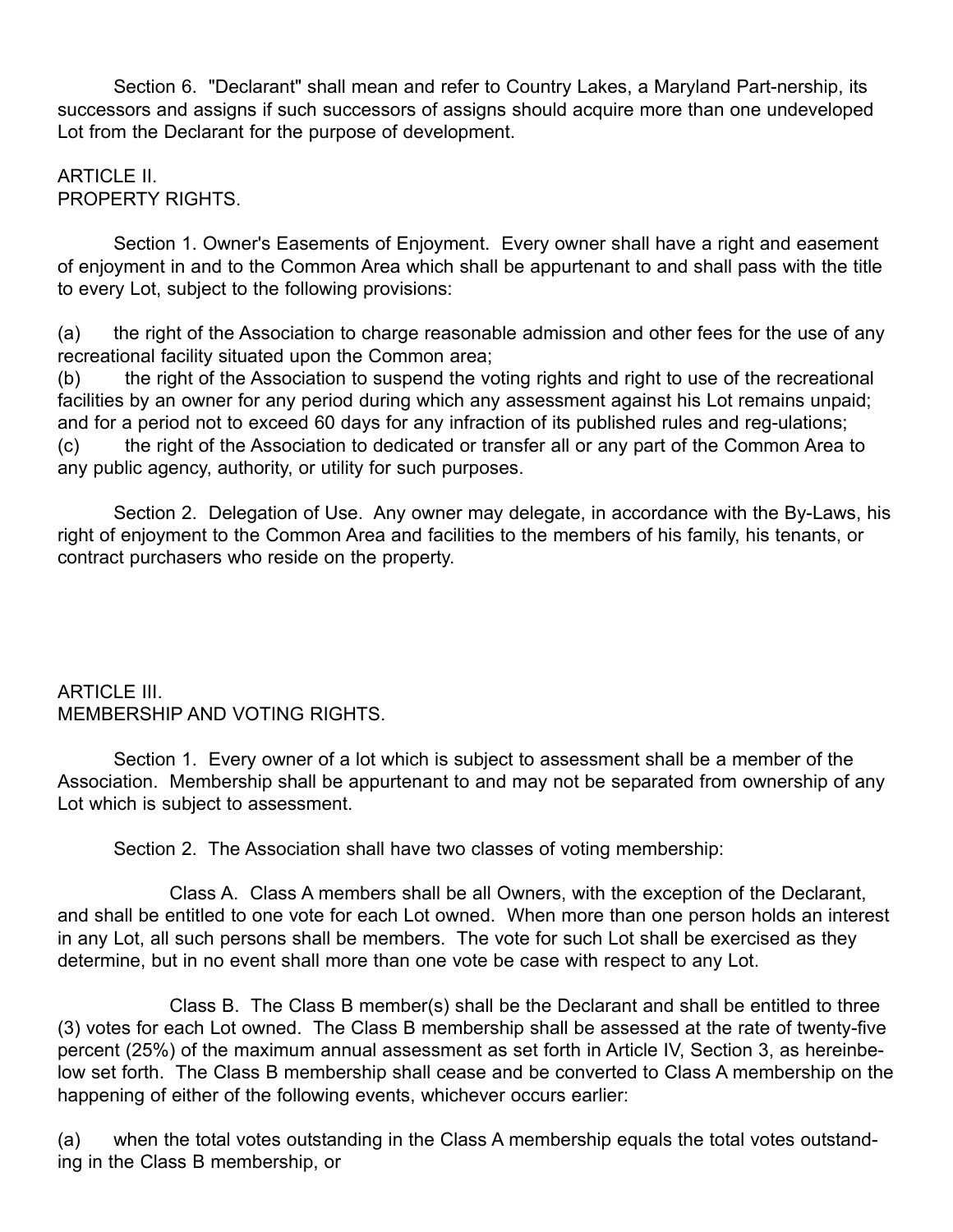Section 6. "Declarant" shall mean and refer to Country Lakes, a Maryland Part-nership, its successors and assigns if such successors of assigns should acquire more than one undeveloped Lot from the Declarant for the purpose of development.

## ARTICLE II.
## PROPERTY RIGHTS.

Section 1. Owner's Easements of Enjoyment. Every owner shall have a right and easement of enjoyment in and to the Common Area which shall be appurtenant to and shall pass with the title to every Lot, subject to the following provisions:

(a) the right of the Association to charge reasonable admission and other fees for the use of any recreational facility situated upon the Common area;
(b) the right of the Association to suspend the voting rights and right to use of the recreational facilities by an owner for any period during which any assessment against his Lot remains unpaid; and for a period not to exceed 60 days for any infraction of its published rules and reg-ulations;
(c) the right of the Association to dedicated or transfer all or any part of the Common Area to any public agency, authority, or utility for such purposes.

Section 2. Delegation of Use. Any owner may delegate, in accordance with the By-Laws, his right of enjoyment to the Common Area and facilities to the members of his family, his tenants, or contract purchasers who reside on the property.

## ARTICLE III.
## MEMBERSHIP AND VOTING RIGHTS.

Section 1. Every owner of a lot which is subject to assessment shall be a member of the Association. Membership shall be appurtenant to and may not be separated from ownership of any Lot which is subject to assessment.

Section 2. The Association shall have two classes of voting membership:

Class A. Class A members shall be all Owners, with the exception of the Declarant, and shall be entitled to one vote for each Lot owned. When more than one person holds an interest in any Lot, all such persons shall be members. The vote for such Lot shall be exercised as they determine, but in no event shall more than one vote be case with respect to any Lot.

Class B. The Class B member(s) shall be the Declarant and shall be entitled to three (3) votes for each Lot owned. The Class B membership shall be assessed at the rate of twenty-five percent (25%) of the maximum annual assessment as set forth in Article IV, Section 3, as hereinbe-low set forth. The Class B membership shall cease and be converted to Class A membership on the happening of either of the following events, whichever occurs earlier:

(a) when the total votes outstanding in the Class A membership equals the total votes outstand-ing in the Class B membership, or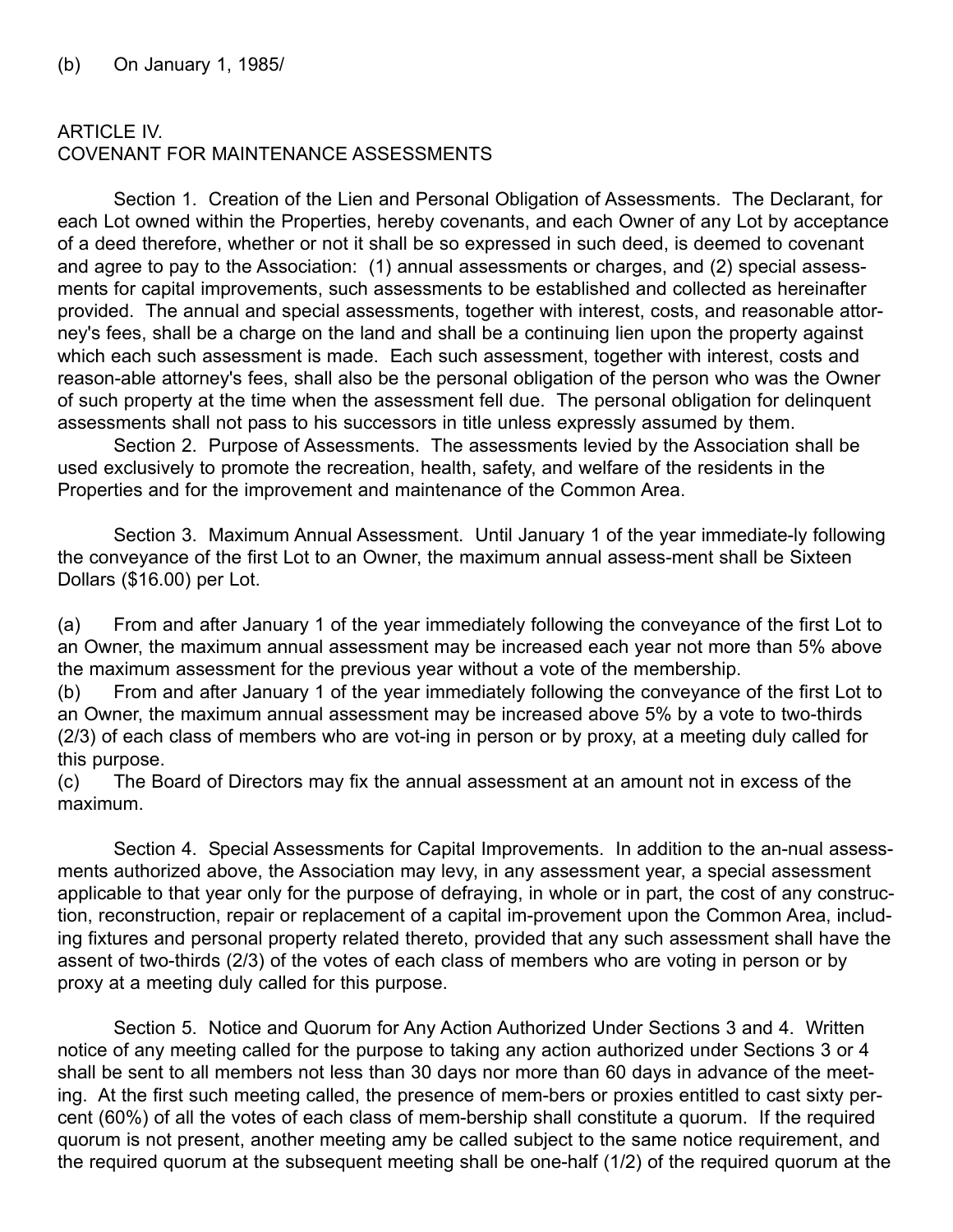(b) On January 1, 1985/

## ARTICLE IV.
## COVENANT FOR MAINTENANCE ASSESSMENTS

Section 1. Creation of the Lien and Personal Obligation of Assessments. The Declarant, for each Lot owned within the Properties, hereby covenants, and each Owner of any Lot by acceptance of a deed therefore, whether or not it shall be so expressed in such deed, is deemed to covenant and agree to pay to the Association: (1) annual assessments or charges, and (2) special assessments for capital improvements, such assessments to be established and collected as hereinafter provided. The annual and special assessments, together with interest, costs, and reasonable attorney's fees, shall be a charge on the land and shall be a continuing lien upon the property against which each such assessment is made. Each such assessment, together with interest, costs and reason-able attorney's fees, shall also be the personal obligation of the person who was the Owner of such property at the time when the assessment fell due. The personal obligation for delinquent assessments shall not pass to his successors in title unless expressly assumed by them.

Section 2. Purpose of Assessments. The assessments levied by the Association shall be used exclusively to promote the recreation, health, safety, and welfare of the residents in the Properties and for the improvement and maintenance of the Common Area.

Section 3. Maximum Annual Assessment. Until January 1 of the year immediate-ly following the conveyance of the first Lot to an Owner, the maximum annual assess-ment shall be Sixteen Dollars ($16.00) per Lot.

(a) From and after January 1 of the year immediately following the conveyance of the first Lot to an Owner, the maximum annual assessment may be increased each year not more than 5% above the maximum assessment for the previous year without a vote of the membership.
(b) From and after January 1 of the year immediately following the conveyance of the first Lot to an Owner, the maximum annual assessment may be increased above 5% by a vote to two-thirds (2/3) of each class of members who are vot-ing in person or by proxy, at a meeting duly called for this purpose.
(c) The Board of Directors may fix the annual assessment at an amount not in excess of the maximum.

Section 4. Special Assessments for Capital Improvements. In addition to the an-nual assessments authorized above, the Association may levy, in any assessment year, a special assessment applicable to that year only for the purpose of defraying, in whole or in part, the cost of any construction, reconstruction, repair or replacement of a capital im-provement upon the Common Area, including fixtures and personal property related thereto, provided that any such assessment shall have the assent of two-thirds (2/3) of the votes of each class of members who are voting in person or by proxy at a meeting duly called for this purpose.

Section 5. Notice and Quorum for Any Action Authorized Under Sections 3 and 4. Written notice of any meeting called for the purpose to taking any action authorized under Sections 3 or 4 shall be sent to all members not less than 30 days nor more than 60 days in advance of the meeting. At the first such meeting called, the presence of mem-bers or proxies entitled to cast sixty percent (60%) of all the votes of each class of mem-bership shall constitute a quorum. If the required quorum is not present, another meeting amy be called subject to the same notice requirement, and the required quorum at the subsequent meeting shall be one-half (1/2) of the required quorum at the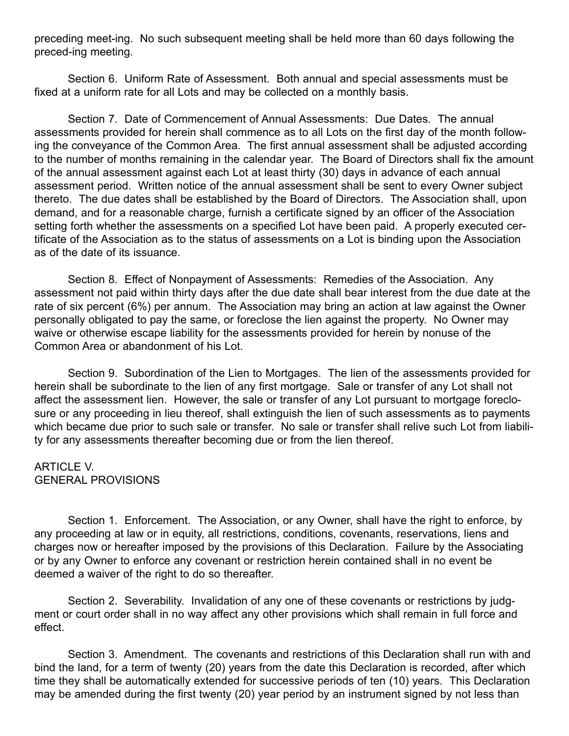preceding meet-ing. No such subsequent meeting shall be held more than 60 days following the preced-ing meeting.

Section 6. Uniform Rate of Assessment. Both annual and special assessments must be fixed at a uniform rate for all Lots and may be collected on a monthly basis.

Section 7. Date of Commencement of Annual Assessments: Due Dates. The annual assessments provided for herein shall commence as to all Lots on the first day of the month following the conveyance of the Common Area. The first annual assessment shall be adjusted according to the number of months remaining in the calendar year. The Board of Directors shall fix the amount of the annual assessment against each Lot at least thirty (30) days in advance of each annual assessment period. Written notice of the annual assessment shall be sent to every Owner subject thereto. The due dates shall be established by the Board of Directors. The Association shall, upon demand, and for a reasonable charge, furnish a certificate signed by an officer of the Association setting forth whether the assessments on a specified Lot have been paid. A properly executed certificate of the Association as to the status of assessments on a Lot is binding upon the Association as of the date of its issuance.

Section 8. Effect of Nonpayment of Assessments: Remedies of the Association. Any assessment not paid within thirty days after the due date shall bear interest from the due date at the rate of six percent (6%) per annum. The Association may bring an action at law against the Owner personally obligated to pay the same, or foreclose the lien against the property. No Owner may waive or otherwise escape liability for the assessments provided for herein by nonuse of the Common Area or abandonment of his Lot.

Section 9. Subordination of the Lien to Mortgages. The lien of the assessments provided for herein shall be subordinate to the lien of any first mortgage. Sale or transfer of any Lot shall not affect the assessment lien. However, the sale or transfer of any Lot pursuant to mortgage foreclosure or any proceeding in lieu thereof, shall extinguish the lien of such assessments as to payments which became due prior to such sale or transfer. No sale or transfer shall relive such Lot from liability for any assessments thereafter becoming due or from the lien thereof.

## ARTICLE V.
## GENERAL PROVISIONS

Section 1. Enforcement. The Association, or any Owner, shall have the right to enforce, by any proceeding at law or in equity, all restrictions, conditions, covenants, reservations, liens and charges now or hereafter imposed by the provisions of this Declaration. Failure by the Associating or by any Owner to enforce any covenant or restriction herein contained shall in no event be deemed a waiver of the right to do so thereafter.

Section 2. Severability. Invalidation of any one of these covenants or restrictions by judgment or court order shall in no way affect any other provisions which shall remain in full force and effect.

Section 3. Amendment. The covenants and restrictions of this Declaration shall run with and bind the land, for a term of twenty (20) years from the date this Declaration is recorded, after which time they shall be automatically extended for successive periods of ten (10) years. This Declaration may be amended during the first twenty (20) year period by an instrument signed by not less than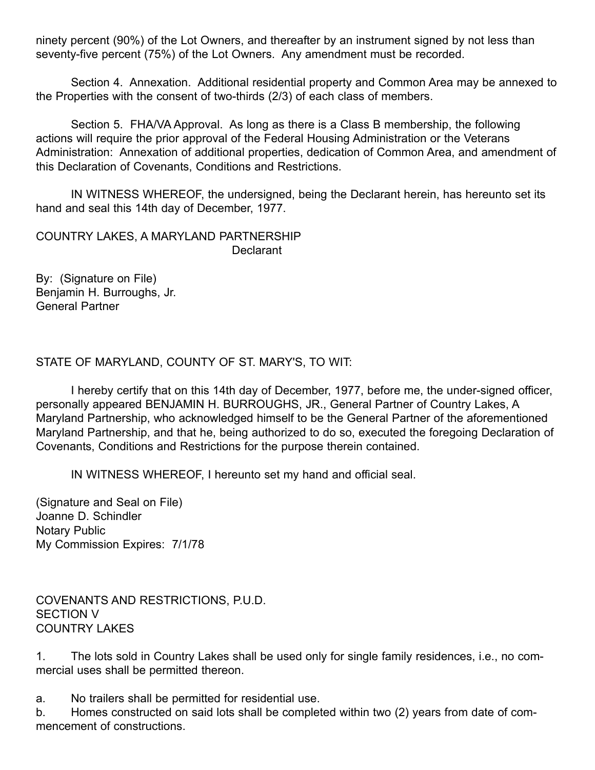ninety percent (90%) of the Lot Owners, and thereafter by an instrument signed by not less than seventy-five percent (75%) of the Lot Owners. Any amendment must be recorded.

Section 4. Annexation. Additional residential property and Common Area may be annexed to the Properties with the consent of two-thirds (2/3) of each class of members.

Section 5. FHA/VA Approval. As long as there is a Class B membership, the following actions will require the prior approval of the Federal Housing Administration or the Veterans Administration: Annexation of additional properties, dedication of Common Area, and amendment of this Declaration of Covenants, Conditions and Restrictions.

IN WITNESS WHEREOF, the undersigned, being the Declarant herein, has hereunto set its hand and seal this 14th day of December, 1977.

COUNTRY LAKES, A MARYLAND PARTNERSHIP
Declarant

By: (Signature on File)
Benjamin H. Burroughs, Jr.
General Partner

STATE OF MARYLAND, COUNTY OF ST. MARY'S, TO WIT:

I hereby certify that on this 14th day of December, 1977, before me, the under-signed officer, personally appeared BENJAMIN H. BURROUGHS, JR., General Partner of Country Lakes, A Maryland Partnership, who acknowledged himself to be the General Partner of the aforementioned Maryland Partnership, and that he, being authorized to do so, executed the foregoing Declaration of Covenants, Conditions and Restrictions for the purpose therein contained.

IN WITNESS WHEREOF, I hereunto set my hand and official seal.

(Signature and Seal on File)
Joanne D. Schindler
Notary Public
My Commission Expires: 7/1/78

COVENANTS AND RESTRICTIONS, P.U.D.
SECTION V
COUNTRY LAKES

1. The lots sold in Country Lakes shall be used only for single family residences, i.e., no commercial uses shall be permitted thereon.

a. No trailers shall be permitted for residential use.
b. Homes constructed on said lots shall be completed within two (2) years from date of commencement of constructions.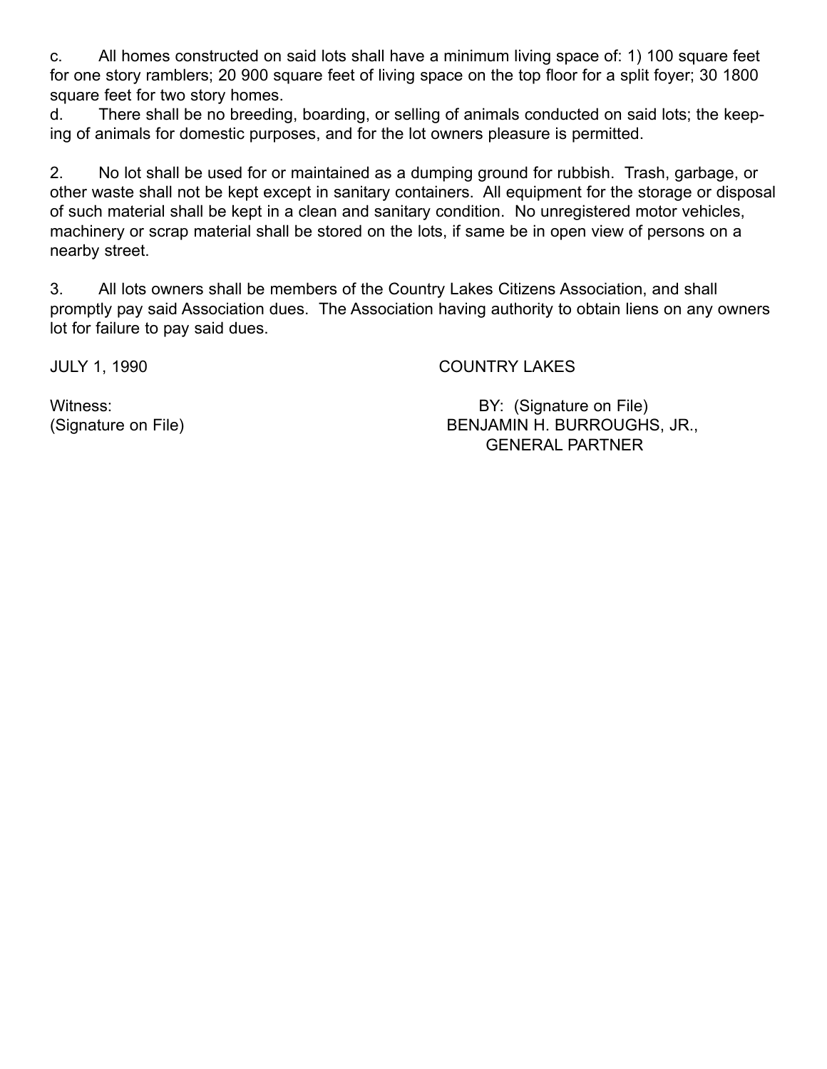c. All homes constructed on said lots shall have a minimum living space of: 1) 100 square feet for one story ramblers; 20 900 square feet of living space on the top floor for a split foyer; 30 1800 square feet for two story homes.

d. There shall be no breeding, boarding, or selling of animals conducted on said lots; the keeping of animals for domestic purposes, and for the lot owners pleasure is permitted.

2. No lot shall be used for or maintained as a dumping ground for rubbish. Trash, garbage, or other waste shall not be kept except in sanitary containers. All equipment for the storage or disposal of such material shall be kept in a clean and sanitary condition. No unregistered motor vehicles, machinery or scrap material shall be stored on the lots, if same be in open view of persons on a nearby street.

3. All lots owners shall be members of the Country Lakes Citizens Association, and shall promptly pay said Association dues. The Association having authority to obtain liens on any owners lot for failure to pay said dues.

JULY 1, 1990

COUNTRY LAKES

Witness:
(Signature on File)

BY: (Signature on File)
BENJAMIN H. BURROUGHS, JR.,
GENERAL PARTNER